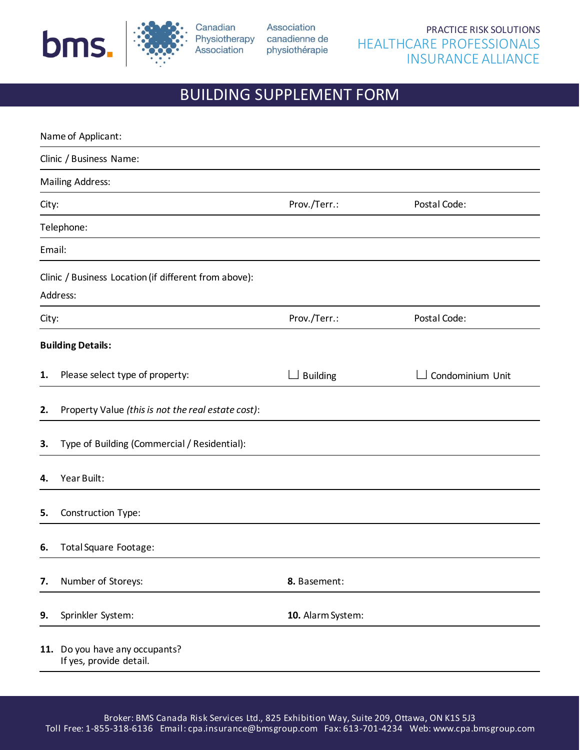bms. | Canadian Physiotherapy Association | Association canadienne de physiothérapie

PRACTICE RISK SOLUTIONS
HEALTHCARE PROFESSIONALS
INSURANCE ALLIANCE

# BUILDING SUPPLEMENT FORM

Name of Applicant:

Clinic / Business Name:

Mailing Address:

City: Prov./Terr.: Postal Code:

Telephone:

Email:

Clinic / Business Location (if different from above):

Address:

City: Prov./Terr.: Postal Code:

**Building Details:**

**1.** Please select type of property: ☐ Building ☐ Condominium Unit

**2.** Property Value *(this is not the real estate cost)*:

**3.** Type of Building (Commercial / Residential):

**4.** Year Built:

**5.** Construction Type:

**6.** Total Square Footage:

**7.** Number of Storeys: **8.** Basement:

**9.** Sprinkler System: **10.** Alarm System:

**11.** Do you have any occupants?
If yes, provide detail.

Broker: BMS Canada Risk Services Ltd., 825 Exhibition Way, Suite 209, Ottawa, ON K1S 5J3
Toll Free: 1-855-318-6136 Email: cpa.insurance@bmsgroup.com Fax: 613-701-4234 Web: www.cpa.bmsgroup.com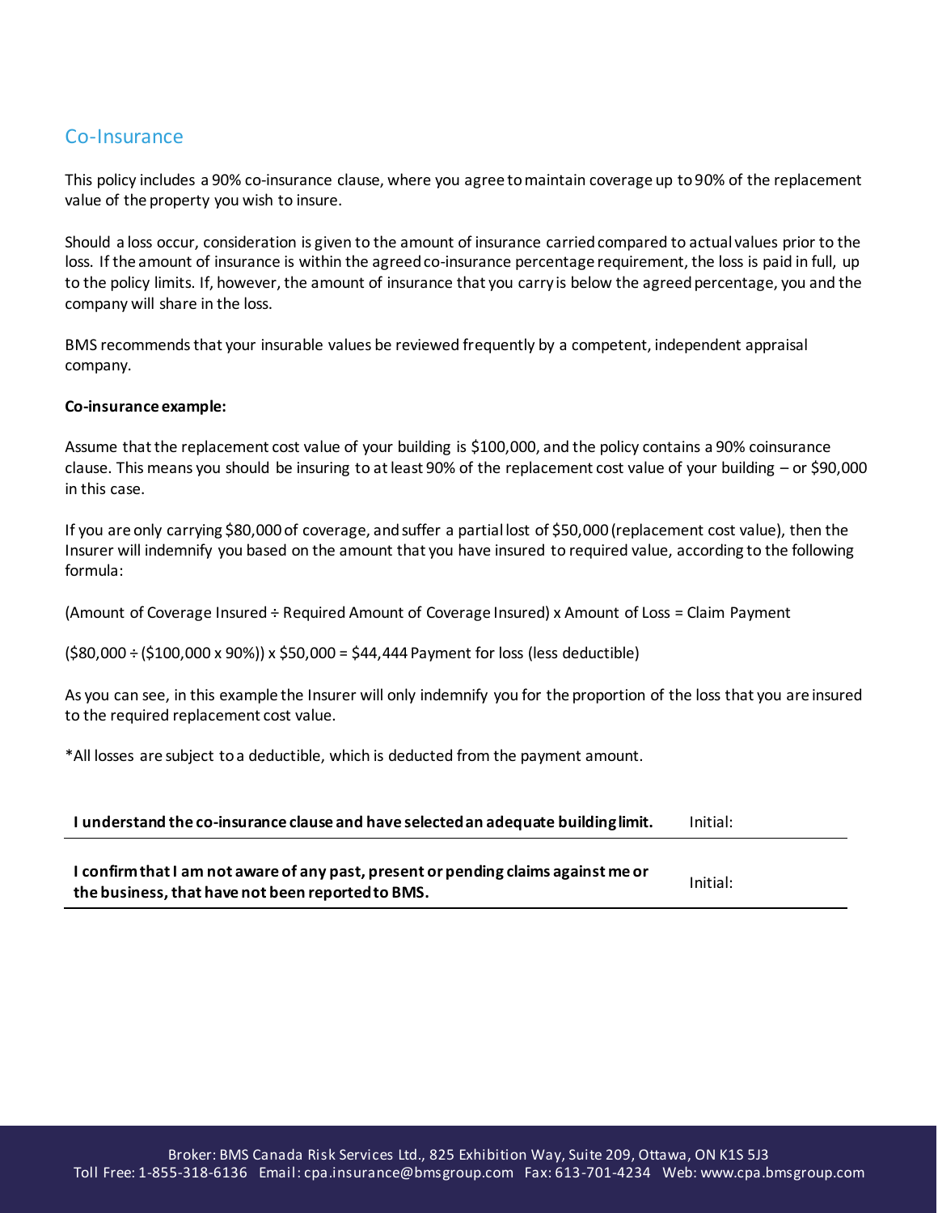## Co-Insurance

This policy includes a 90% co-insurance clause, where you agree to maintain coverage up to 90% of the replacement value of the property you wish to insure.

Should a loss occur, consideration is given to the amount of insurance carried compared to actual values prior to the loss. If the amount of insurance is within the agreed co-insurance percentage requirement, the loss is paid in full, up to the policy limits. If, however, the amount of insurance that you carry is below the agreed percentage, you and the company will share in the loss.

BMS recommends that your insurable values be reviewed frequently by a competent, independent appraisal company.

**Co-insurance example:**

Assume that the replacement cost value of your building is $100,000, and the policy contains a 90% coinsurance clause. This means you should be insuring to at least 90% of the replacement cost value of your building – or $90,000 in this case.

If you are only carrying $80,000 of coverage, and suffer a partial lost of $50,000 (replacement cost value), then the Insurer will indemnify you based on the amount that you have insured to required value, according to the following formula:

(Amount of Coverage Insured ÷ Required Amount of Coverage Insured) x Amount of Loss = Claim Payment

($80,000 ÷ ($100,000 x 90%)) x $50,000 = $44,444 Payment for loss (less deductible)

As you can see, in this example the Insurer will only indemnify you for the proportion of the loss that you are insured to the required replacement cost value.

*All losses are subject to a deductible, which is deducted from the payment amount.

| | |
|---|---|
| **I understand the co-insurance clause and have selected an adequate building limit.** | Initial: |
| **I confirm that I am not aware of any past, present or pending claims against me or the business, that have not been reported to BMS.** | Initial: |

Broker: BMS Canada Risk Services Ltd., 825 Exhibition Way, Suite 209, Ottawa, ON K1S 5J3
Toll Free: 1-855-318-6136 Email: cpa.insurance@bmsgroup.com Fax: 613-701-4234 Web: www.cpa.bmsgroup.com